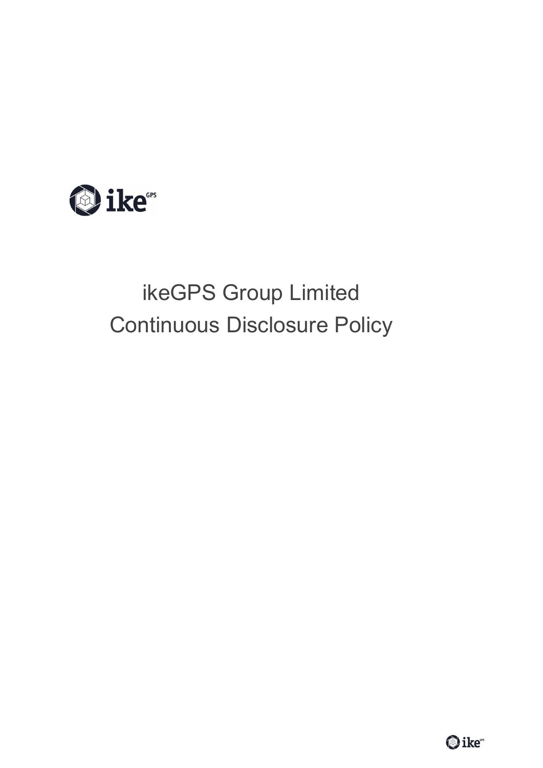# ikeGPS Group Limited
# Continuous Disclosure Policy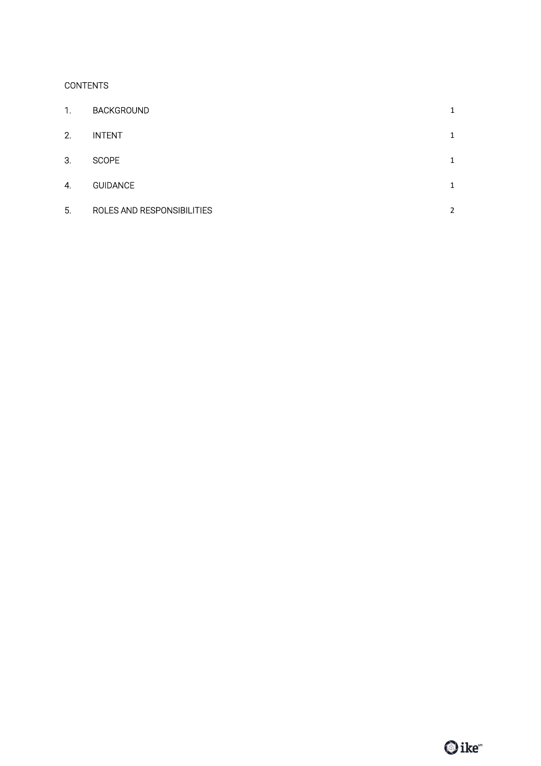CONTENTS

| | | |
|---|---|---|
| 1. | BACKGROUND | 1 |
| 2. | INTENT | 1 |
| 3. | SCOPE | 1 |
| 4. | GUIDANCE | 1 |
| 5. | ROLES AND RESPONSIBILITIES | 2 |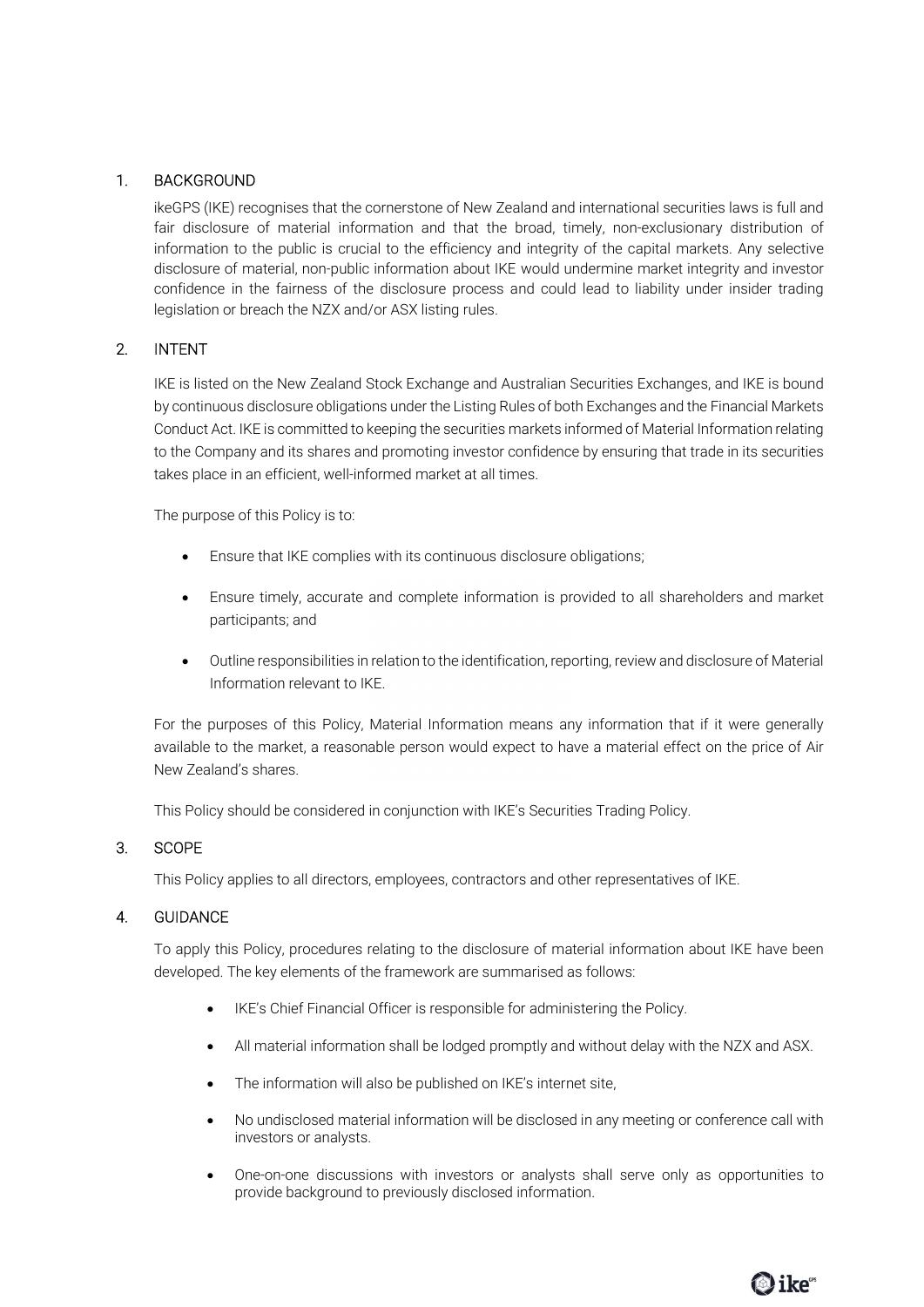## 1. BACKGROUND

ikeGPS (IKE) recognises that the cornerstone of New Zealand and international securities laws is full and fair disclosure of material information and that the broad, timely, non-exclusionary distribution of information to the public is crucial to the efficiency and integrity of the capital markets. Any selective disclosure of material, non-public information about IKE would undermine market integrity and investor confidence in the fairness of the disclosure process and could lead to liability under insider trading legislation or breach the NZX and/or ASX listing rules.

## 2. INTENT

IKE is listed on the New Zealand Stock Exchange and Australian Securities Exchanges, and IKE is bound by continuous disclosure obligations under the Listing Rules of both Exchanges and the Financial Markets Conduct Act. IKE is committed to keeping the securities markets informed of Material Information relating to the Company and its shares and promoting investor confidence by ensuring that trade in its securities takes place in an efficient, well-informed market at all times.

The purpose of this Policy is to:

- Ensure that IKE complies with its continuous disclosure obligations;
- Ensure timely, accurate and complete information is provided to all shareholders and market participants; and
- Outline responsibilities in relation to the identification, reporting, review and disclosure of Material Information relevant to IKE.

For the purposes of this Policy, Material Information means any information that if it were generally available to the market, a reasonable person would expect to have a material effect on the price of Air New Zealand's shares.

This Policy should be considered in conjunction with IKE's Securities Trading Policy.

## 3. SCOPE

This Policy applies to all directors, employees, contractors and other representatives of IKE.

## 4. GUIDANCE

To apply this Policy, procedures relating to the disclosure of material information about IKE have been developed. The key elements of the framework are summarised as follows:

- IKE's Chief Financial Officer is responsible for administering the Policy.
- All material information shall be lodged promptly and without delay with the NZX and ASX.
- The information will also be published on IKE's internet site,
- No undisclosed material information will be disclosed in any meeting or conference call with investors or analysts.
- One-on-one discussions with investors or analysts shall serve only as opportunities to provide background to previously disclosed information.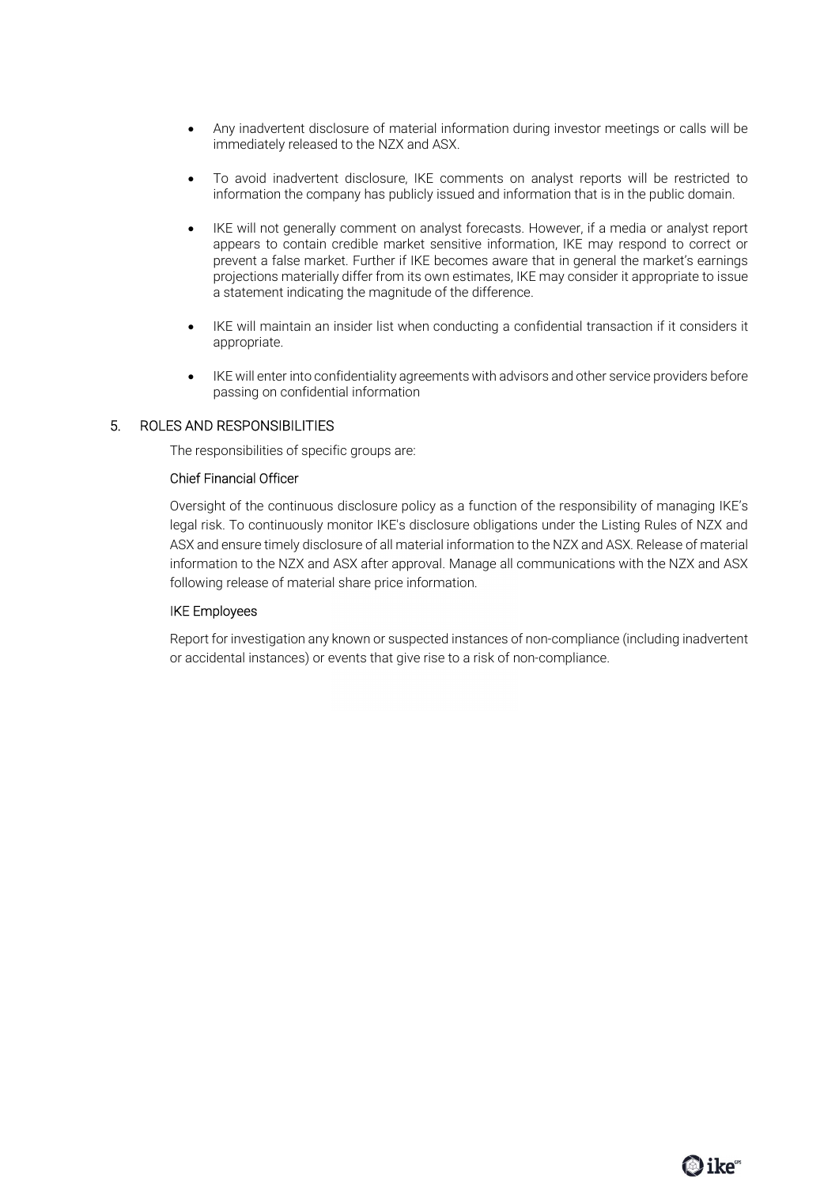- Any inadvertent disclosure of material information during investor meetings or calls will be immediately released to the NZX and ASX.
- To avoid inadvertent disclosure, IKE comments on analyst reports will be restricted to information the company has publicly issued and information that is in the public domain.
- IKE will not generally comment on analyst forecasts. However, if a media or analyst report appears to contain credible market sensitive information, IKE may respond to correct or prevent a false market. Further if IKE becomes aware that in general the market's earnings projections materially differ from its own estimates, IKE may consider it appropriate to issue a statement indicating the magnitude of the difference.
- IKE will maintain an insider list when conducting a confidential transaction if it considers it appropriate.
- IKE will enter into confidentiality agreements with advisors and other service providers before passing on confidential information

## 5. ROLES AND RESPONSIBILITIES

The responsibilities of specific groups are:

### Chief Financial Officer

Oversight of the continuous disclosure policy as a function of the responsibility of managing IKE's legal risk. To continuously monitor IKE's disclosure obligations under the Listing Rules of NZX and ASX and ensure timely disclosure of all material information to the NZX and ASX. Release of material information to the NZX and ASX after approval. Manage all communications with the NZX and ASX following release of material share price information.

### IKE Employees

Report for investigation any known or suspected instances of non-compliance (including inadvertent or accidental instances) or events that give rise to a risk of non-compliance.